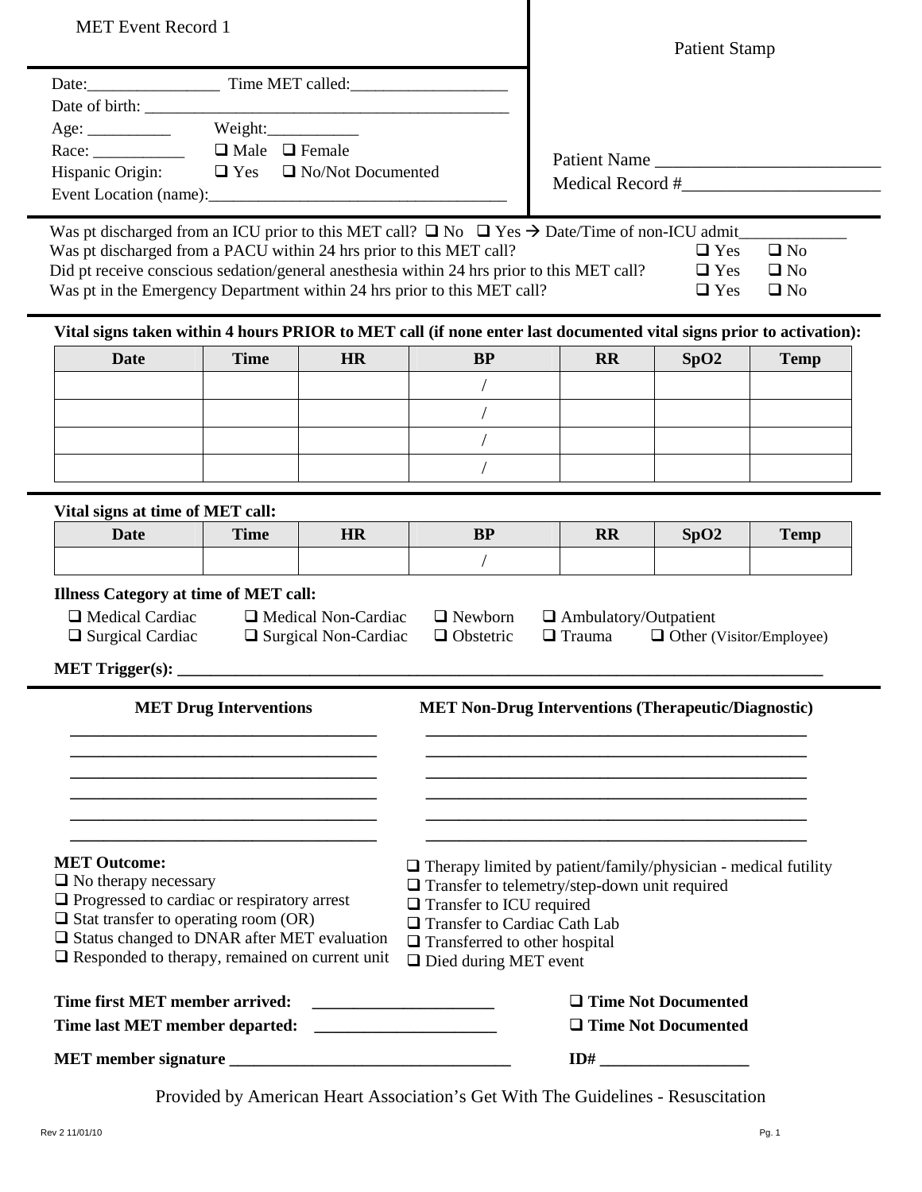# MET Event Record 1

Patient Stamp

Date:________________ Time MET called:___________________

Date of birth: ___________________________________________

Age: __________ Weight:___________

Race: ___________ ❑ Male ❑ Female

Hispanic Origin: ❑ Yes ❑ No/Not Documented

Event Location (name):___________________________________

Patient Name _________________________

Medical Record #______________________

Was pt discharged from an ICU prior to this MET call? ❑ No ❑ Yes → Date/Time of non-ICU admit_____________

Was pt discharged from a PACU within 24 hrs prior to this MET call? ❑ Yes ❑ No

Did pt receive conscious sedation/general anesthesia within 24 hrs prior to this MET call? ❑ Yes ❑ No

Was pt in the Emergency Department within 24 hrs prior to this MET call? ❑ Yes ❑ No

**Vital signs taken within 4 hours PRIOR to MET call (if none enter last documented vital signs prior to activation):**

| Date | Time | HR | BP | RR | SpO2 | Temp |
|---|---|---|---|---|---|---|
| | | | / | | | |
| | | | / | | | |
| | | | / | | | |
| | | | / | | | |

**Vital signs at time of MET call:**

| Date | Time | HR | BP | RR | SpO2 | Temp |
|---|---|---|---|---|---|---|
| | | | / | | | |

**Illness Category at time of MET call:**

❑ Medical Cardiac ❑ Medical Non-Cardiac ❑ Newborn ❑ Ambulatory/Outpatient

❑ Surgical Cardiac ❑ Surgical Non-Cardiac ❑ Obstetric ❑ Trauma ❑ Other (Visitor/Employee)

**MET Trigger(s):** ________________________________________________________________

**MET Drug Interventions**

_____________________________________
_____________________________________
_____________________________________
_____________________________________
_____________________________________
_____________________________________

**MET Non-Drug Interventions (Therapeutic/Diagnostic)**

_____________________________________________
_____________________________________________
_____________________________________________
_____________________________________________
_____________________________________________
_____________________________________________

**MET Outcome:**

❑ No therapy necessary

❑ Progressed to cardiac or respiratory arrest

❑ Stat transfer to operating room (OR)

❑ Status changed to DNAR after MET evaluation

❑ Responded to therapy, remained on current unit

❑ Therapy limited by patient/family/physician - medical futility

❑ Transfer to telemetry/step-down unit required

❑ Transfer to ICU required

❑ Transfer to Cardiac Cath Lab

❑ Transferred to other hospital

❑ Died during MET event

**Time first MET member arrived:** _____________________ **❑ Time Not Documented**

**Time last MET member departed:** _____________________ **❑ Time Not Documented**

**MET member signature** _________________________________ **ID#** __________________

Provided by American Heart Association's Get With The Guidelines - Resuscitation

Rev 2 11/01/10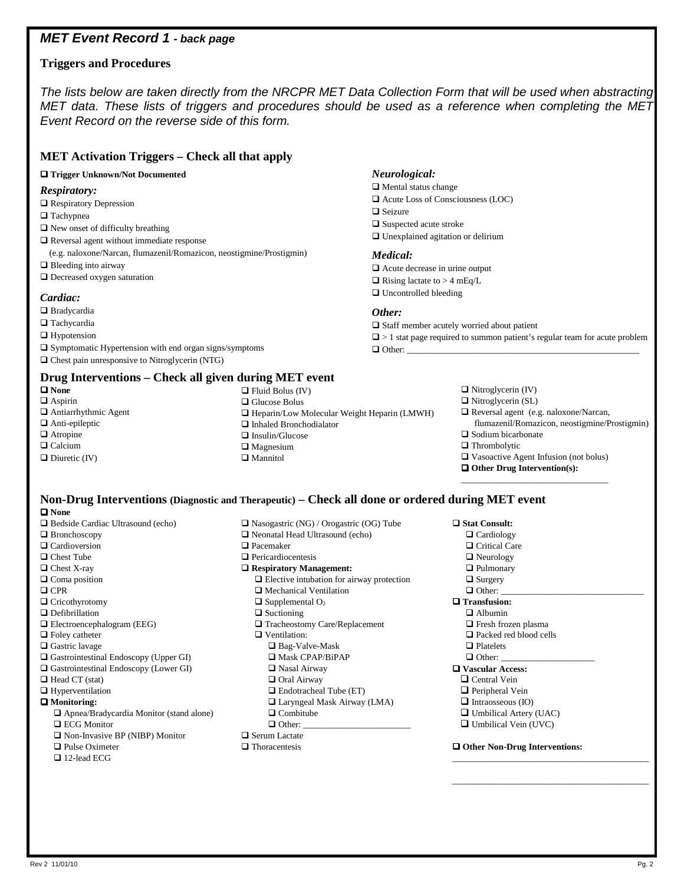## *MET Event Record 1 - back page*

### Triggers and Procedures

*The lists below are taken directly from the NRCPR MET Data Collection Form that will be used when abstracting MET data. These lists of triggers and procedures should be used as a reference when completing the MET Event Record on the reverse side of this form.*

### MET Activation Triggers – Check all that apply

- ❑ **Trigger Unknown/Not Documented**

*Respiratory:*

- ❑ Respiratory Depression
- ❑ Tachypnea
- ❑ New onset of difficulty breathing
- ❑ Reversal agent without immediate response (e.g. naloxone/Narcan, flumazenil/Romazicon, neostigmine/Prostigmin)
- ❑ Bleeding into airway
- ❑ Decreased oxygen saturation

*Cardiac:*

- ❑ Bradycardia
- ❑ Tachycardia
- ❑ Hypotension
- ❑ Symptomatic Hypertension with end organ signs/symptoms
- ❑ Chest pain unresponsive to Nitroglycerin (NTG)

*Neurological:*

- ❑ Mental status change
- ❑ Acute Loss of Consciousness (LOC)
- ❑ Seizure
- ❑ Suspected acute stroke
- ❑ Unexplained agitation or delirium

*Medical:*

- ❑ Acute decrease in urine output
- ❑ Rising lactate to > 4 mEq/L
- ❑ Uncontrolled bleeding

*Other:*

- ❑ Staff member acutely worried about patient
- ❑ > 1 stat page required to summon patient's regular team for acute problem
- ❑ Other: ___________________________________________________

### Drug Interventions – Check all given during MET event

- ❑ **None**
- ❑ Aspirin
- ❑ Antiarrhythmic Agent
- ❑ Anti-epileptic
- ❑ Atropine
- ❑ Calcium
- ❑ Diuretic (IV)
- ❑ Fluid Bolus (IV)
- ❑ Glucose Bolus
- ❑ Heparin/Low Molecular Weight Heparin (LMWH)
- ❑ Inhaled Bronchodialator
- ❑ Insulin/Glucose
- ❑ Magnesium
- ❑ Mannitol
- ❑ Nitroglycerin (IV)
- ❑ Nitroglycerin (SL)
- ❑ Reversal agent (e.g. naloxone/Narcan, flumazenil/Romazicon, neostigmine/Prostigmin)
- ❑ Sodium bicarbonate
- ❑ Thrombolytic
- ❑ Vasoactive Agent Infusion (not bolus)
- ❑ **Other Drug Intervention(s):** _______________________________

### Non-Drug Interventions (Diagnostic and Therapeutic) – Check all done or ordered during MET event

- ❑ **None**
- ❑ Bedside Cardiac Ultrasound (echo)
- ❑ Bronchoscopy
- ❑ Cardioversion
- ❑ Chest Tube
- ❑ Chest X-ray
- ❑ Coma position
- ❑ CPR
- ❑ Cricothyrotomy
- ❑ Defibrillation
- ❑ Electroencephalogram (EEG)
- ❑ Foley catheter
- ❑ Gastric lavage
- ❑ Gastrointestinal Endoscopy (Upper GI)
- ❑ Gastrointestinal Endoscopy (Lower GI)
- ❑ Head CT (stat)
- ❑ Hyperventilation
- ❑ **Monitoring:**
  - ❑ Apnea/Bradycardia Monitor (stand alone)
  - ❑ ECG Monitor
  - ❑ Non-Invasive BP (NIBP) Monitor
  - ❑ Pulse Oximeter
  - ❑ 12-lead ECG
- ❑ Nasogastric (NG) / Orogastric (OG) Tube
- ❑ Neonatal Head Ultrasound (echo)
- ❑ Pacemaker
- ❑ Pericardiocentesis
- ❑ **Respiratory Management:**
  - ❑ Elective intubation for airway protection
  - ❑ Mechanical Ventilation
  - ❑ Supplemental $O_2$
  - ❑ Suctioning
  - ❑ Tracheostomy Care/Replacement
  - ❑ Ventilation:
    - ❑ Bag-Valve-Mask
    - ❑ Mask CPAP/BiPAP
    - ❑ Nasal Airway
    - ❑ Oral Airway
    - ❑ Endotracheal Tube (ET)
    - ❑ Laryngeal Mask Airway (LMA)
    - ❑ Combitube
    - ❑ Other: _______________________
- ❑ Serum Lactate
- ❑ Thoracentesis
- ❑ **Stat Consult:**
  - ❑ Cardiology
  - ❑ Critical Care
  - ❑ Neurology
  - ❑ Pulmonary
  - ❑ Surgery
  - ❑ Other: ______________________________
- ❑ **Transfusion:**
  - ❑ Albumin
  - ❑ Fresh frozen plasma
  - ❑ Packed red blood cells
  - ❑ Platelets
  - ❑ Other: ____________________
- ❑ **Vascular Access:**
  - ❑ Central Vein
  - ❑ Peripheral Vein
  - ❑ Intraosseous (IO)
  - ❑ Umbilical Artery (UAC)
  - ❑ Umbilical Vein (UVC)
- ❑ **Other Non-Drug Interventions:** ___________________________________________

___________________________________________

Rev 2 11/01/10